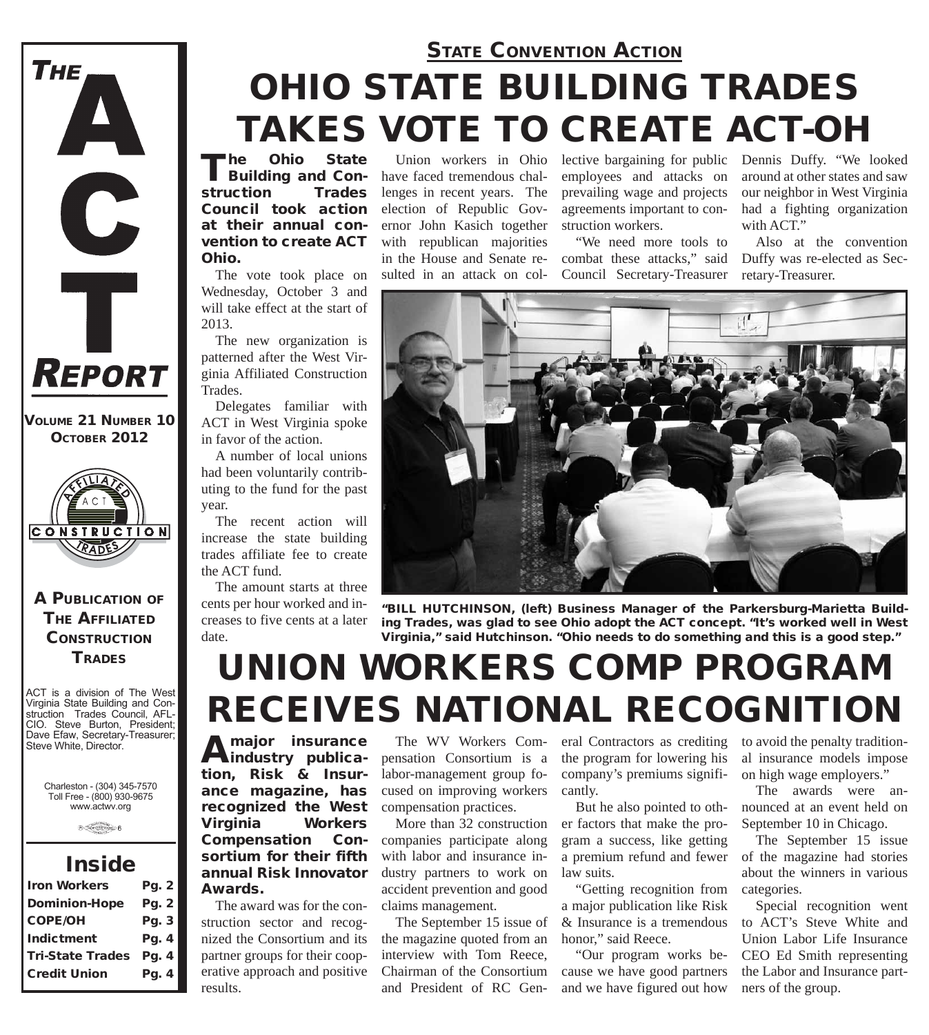# THE ACT REPORT

**VOLUME 21 NUMBER 10**
**OCTOBER 2012**

**A PUBLICATION OF THE AFFILIATED CONSTRUCTION TRADES**

ACT is a division of The West Virginia State Building and Construction Trades Council, AFL-CIO. Steve Burton, President; Dave Efaw, Secretary-Treasurer; Steve White, Director.

Charleston - (304) 345-7570
Toll Free - (800) 930-9675
www.actwv.org

## Inside

| | |
|---|---|
| Iron Workers | Pg. 2 |
| Dominion-Hope | Pg. 2 |
| COPE/OH | Pg. 3 |
| Indictment | Pg. 4 |
| Tri-State Trades | Pg. 4 |
| Credit Union | Pg. 4 |

**STATE CONVENTION ACTION**

# OHIO STATE BUILDING TRADES TAKES VOTE TO CREATE ACT-OH

**The Ohio State Building and Construction Trades Council took action at their annual convention to create ACT Ohio.**

The vote took place on Wednesday, October 3 and will take effect at the start of 2013.

The new organization is patterned after the West Virginia Affiliated Construction Trades.

Delegates familiar with ACT in West Virginia spoke in favor of the action.

A number of local unions had been voluntarily contributing to the fund for the past year.

The recent action will increase the state building trades affiliate fee to create the ACT fund.

The amount starts at three cents per hour worked and increases to five cents at a later date.

Union workers in Ohio have faced tremendous challenges in recent years. The election of Republic Governor John Kasich together with republican majorities in the House and Senate resulted in an attack on collective bargaining for public employees and attacks on prevailing wage and projects agreements important to construction workers.

"We need more tools to combat these attacks," said Council Secretary-Treasurer Dennis Duffy. "We looked around at other states and saw our neighbor in West Virginia had a fighting organization with ACT."

Also at the convention Duffy was re-elected as Secretary-Treasurer.

**"BILL HUTCHINSON, (left) Business Manager of the Parkersburg-Marietta Building Trades, was glad to see Ohio adopt the ACT concept. "It's worked well in West Virginia," said Hutchinson. "Ohio needs to do something and this is a good step."**

# UNION WORKERS COMP PROGRAM RECEIVES NATIONAL RECOGNITION

**A major insurance industry publication, Risk & Insurance magazine, has recognized the West Virginia Workers Compensation Consortium for their fifth annual Risk Innovator Awards.**

The award was for the construction sector and recognized the Consortium and its partner groups for their cooperative approach and positive results.

The WV Workers Compensation Consortium is a labor-management group focused on improving workers compensation practices.

More than 32 construction companies participate along with labor and insurance industry partners to work on accident prevention and good claims management.

The September 15 issue of the magazine quoted from an interview with Tom Reece, Chairman of the Consortium and President of RC General Contractors as crediting the program for lowering his company's premiums significantly.

But he also pointed to other factors that make the program a success, like getting a premium refund and fewer law suits.

"Getting recognition from a major publication like Risk & Insurance is a tremendous honor," said Reece.

"Our program works because we have good partners and we have figured out how to avoid the penalty traditional insurance models impose on high wage employers."

The awards were announced at an event held on September 10 in Chicago.

The September 15 issue of the magazine had stories about the winners in various categories.

Special recognition went to ACT's Steve White and Union Labor Life Insurance CEO Ed Smith representing the Labor and Insurance partners of the group.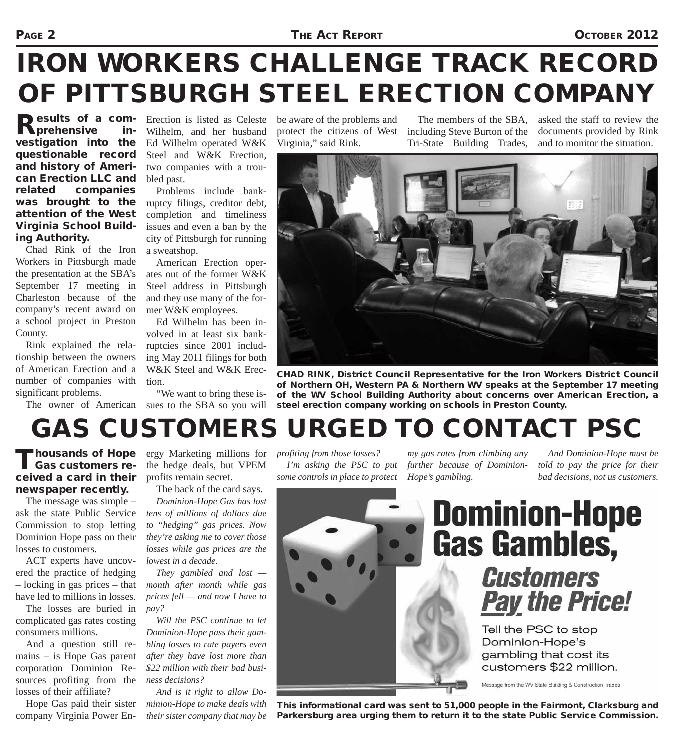# IRON WORKERS CHALLENGE TRACK RECORD OF PITTSBURGH STEEL ERECTION COMPANY

**Results of a comprehensive investigation into the questionable record and history of American Erection LLC and related companies was brought to the attention of the West Virginia School Building Authority.**

Chad Rink of the Iron Workers in Pittsburgh made the presentation at the SBA's September 17 meeting in Charleston because of the company's recent award on a school project in Preston County.

Rink explained the relationship between the owners of American Erection and a number of companies with significant problems.

The owner of American Erection is listed as Celeste Wilhelm, and her husband Ed Wilhelm operated W&K Steel and W&K Erection, two companies with a troubled past.

Problems include bankruptcy filings, creditor debt, completion and timeliness issues and even a ban by the city of Pittsburgh for running a sweatshop.

American Erection operates out of the former W&K Steel address in Pittsburgh and they use many of the former W&K employees.

Ed Wilhelm has been involved in at least six bankruptcies since 2001 including May 2011 filings for both W&K Steel and W&K Erection.

"We want to bring these issues to the SBA so you will be aware of the problems and protect the citizens of West Virginia," said Rink.

The members of the SBA, including Steve Burton of the Tri-State Building Trades, asked the staff to review the documents provided by Rink and to monitor the situation.

**CHAD RINK, District Council Representative for the Iron Workers District Council of Northern OH, Western PA & Northern WV speaks at the September 17 meeting of the WV School Building Authority about concerns over American Erection, a steel erection company working on schools in Preston County.**

# GAS CUSTOMERS URGED TO CONTACT PSC

**Thousands of Hope Gas customers received a card in their newspaper recently.**

The message was simple – ask the state Public Service Commission to stop letting Dominion Hope pass on their losses to customers.

ACT experts have uncovered the practice of hedging – locking in gas prices – that have led to millions in losses.

The losses are buried in complicated gas rates costing consumers millions.

And a question still remains – is Hope Gas parent corporation Dominion Resources profiting from the losses of their affiliate?

Hope Gas paid their sister company Virginia Power Energy Marketing millions for the hedge deals, but VPEM profits remain secret.

The back of the card says.

*Dominion-Hope Gas has lost tens of millions of dollars due to "hedging" gas prices. Now they're asking me to cover those losses while gas prices are the lowest in a decade.*

*They gambled and lost — month after month while gas prices fell — and now I have to pay?*

*Will the PSC continue to let Dominion-Hope pass their gambling losses to rate payers even after they have lost more than $22 million with their bad business decisions?*

*And is it right to allow Dominion-Hope to make deals with their sister company that may be profiting from those losses?*

*I'm asking the PSC to put some controls in place to protect my gas rates from climbing any further because of Dominion-Hope's gambling.*

*And Dominion-Hope must be told to pay the price for their bad decisions, not us customers.*

**Dominion-Hope Gas Gambles,**

***Customers Pay the Price!***

Tell the PSC to stop Dominion-Hope's gambling that cost its customers $22 million.

Message from the WV State Building & Construction Trades

**This informational card was sent to 51,000 people in the Fairmont, Clarksburg and Parkersburg area urging them to return it to the state Public Service Commission.**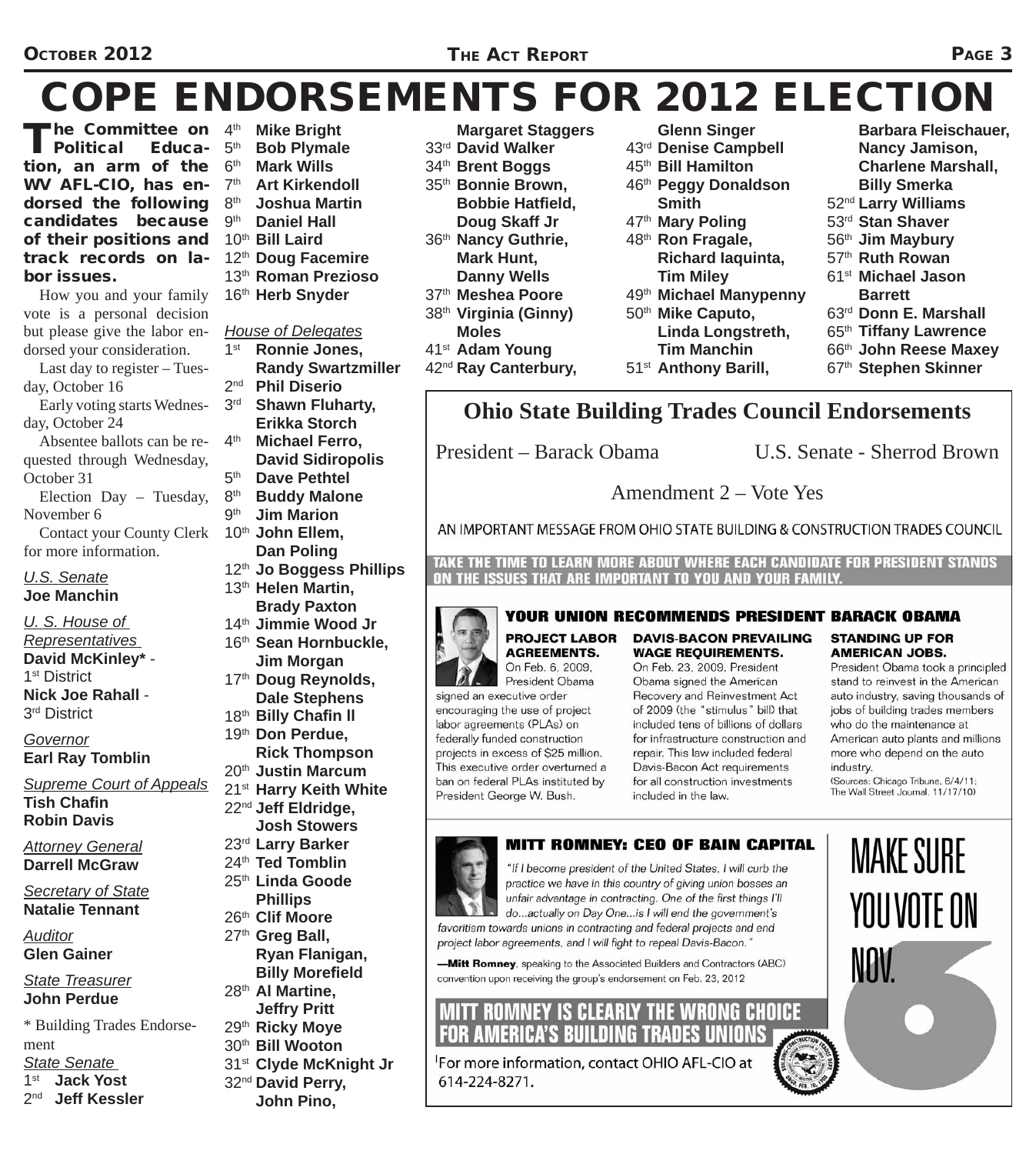# COPE ENDORSEMENTS FOR 2012 ELECTION

**The Committee on Political Education, an arm of the WV AFL-CIO, has endorsed the following candidates because of their positions and track records on labor issues.**

How you and your family vote is a personal decision but please give the labor endorsed your consideration.

Last day to register – Tuesday, October 16

Early voting starts Wednesday, October 24

Absentee ballots can be requested through Wednesday, October 31

Election Day – Tuesday, November 6

Contact your County Clerk for more information.

*U.S. Senate*
**Joe Manchin**

*U. S. House of Representatives*
**David McKinley*** - 1st District
**Nick Joe Rahall** - 3rd District

*Governor*
**Earl Ray Tomblin**

*Supreme Court of Appeals*
**Tish Chafin**
**Robin Davis**

*Attorney General*
**Darrell McGraw**

*Secretary of State*
**Natalie Tennant**

*Auditor*
**Glen Gainer**

*State Treasurer*
**John Perdue**

* Building Trades Endorsement

*State Senate*
- 1st **Jack Yost**
- 2nd **Jeff Kessler**
- 4th **Mike Bright**
- 5th **Bob Plymale**
- 6th **Mark Wills**
- 7th **Art Kirkendoll**
- 8th **Joshua Martin**
- 9th **Daniel Hall**
- 10th **Bill Laird**
- 12th **Doug Facemire**
- 13th **Roman Prezioso**
- 16th **Herb Snyder**

*House of Delegates*
- 1st **Ronnie Jones, Randy Swartzmiller**
- 2nd **Phil Diserio**
- 3rd **Shawn Fluharty, Erikka Storch**
- 4th **Michael Ferro, David Sidiropolis**
- 5th **Dave Pethtel**
- 8th **Buddy Malone**
- 9th **Jim Marion**
- 10th **John Ellem, Dan Poling**
- 12th **Jo Boggess Phillips**
- 13th **Helen Martin, Brady Paxton**
- 14th **Jimmie Wood Jr**
- 16th **Sean Hornbuckle, Jim Morgan**
- 17th **Doug Reynolds, Dale Stephens**
- 18th **Billy Chafin II**
- 19th **Don Perdue, Rick Thompson**
- 20th **Justin Marcum**
- 21st **Harry Keith White**
- 22nd **Jeff Eldridge, Josh Stowers**
- 23rd **Larry Barker**
- 24th **Ted Tomblin**
- 25th **Linda Goode Phillips**
- 26th **Clif Moore**
- 27th **Greg Ball, Ryan Flanigan, Billy Morefield**
- 28th **Al Martine, Jeffry Pritt**
- 29th **Ricky Moye**
- 30th **Bill Wooton**
- 31st **Clyde McKnight Jr**
- 32nd **David Perry, John Pino, Margaret Staggers**
- 33rd **David Walker**
- 34th **Brent Boggs**
- 35th **Bonnie Brown, Bobbie Hatfield, Doug Skaff Jr**
- 36th **Nancy Guthrie, Mark Hunt, Danny Wells**
- 37th **Meshea Poore**
- 38th **Virginia (Ginny) Moles**
- 41st **Adam Young**
- 42nd **Ray Canterbury, Glenn Singer**
- 43rd **Denise Campbell**
- 45th **Bill Hamilton**
- 46th **Peggy Donaldson Smith**
- 47th **Mary Poling**
- 48th **Ron Fragale, Richard Iaquinta, Tim Miley**
- 49th **Michael Manypenny**
- 50th **Mike Caputo, Linda Longstreth, Tim Manchin**
- 51st **Anthony Barill, Barbara Fleischauer, Nancy Jamison, Charlene Marshall, Billy Smerka**
- 52nd **Larry Williams**
- 53rd **Stan Shaver**
- 56th **Jim Maybury**
- 57th **Ruth Rowan**
- 61st **Michael Jason Barrett**
- 63rd **Donn E. Marshall**
- 65th **Tiffany Lawrence**
- 66th **John Reese Maxey**
- 67th **Stephen Skinner**

## Ohio State Building Trades Council Endorsements

President – Barack Obama

U.S. Senate - Sherrod Brown

Amendment 2 – Vote Yes

AN IMPORTANT MESSAGE FROM OHIO STATE BUILDING & CONSTRUCTION TRADES COUNCIL

**TAKE THE TIME TO LEARN MORE ABOUT WHERE EACH CANDIDATE FOR PRESIDENT STANDS ON THE ISSUES THAT ARE IMPORTANT TO YOU AND YOUR FAMILY.**

### YOUR UNION RECOMMENDS PRESIDENT BARACK OBAMA

**PROJECT LABOR AGREEMENTS.** On Feb. 6, 2009, President Obama signed an executive order encouraging the use of project labor agreements (PLAs) on federally funded construction projects in excess of $25 million. This executive order overturned a ban on federal PLAs instituted by President George W. Bush.

**DAVIS-BACON PREVAILING WAGE REQUIREMENTS.** On Feb. 23, 2009, President Obama signed the American Recovery and Reinvestment Act of 2009 (the "stimulus" bill) that included tens of billions of dollars for infrastructure construction and repair. This law included federal Davis-Bacon Act requirements for all construction investments included in the law.

**STANDING UP FOR AMERICAN JOBS.** President Obama took a principled stand to reinvest in the American auto industry, saving thousands of jobs of building trades members who do the maintenance at American auto plants and millions more who depend on the auto industry.
(Sources: Chicago Tribune, 6/4/11; The Wall Street Journal, 11/17/10)

### MITT ROMNEY: CEO OF BAIN CAPITAL

*"If I become president of the United States, I will curb the practice we have in this country of giving union bosses an unfair advantage in contracting. One of the first things I'll do...actually on Day One...is I will end the government's favoritism towards unions in contracting and federal projects and end project labor agreements, and I will fight to repeal Davis-Bacon."*

—**Mitt Romney**, speaking to the Associated Builders and Contractors (ABC) convention upon receiving the group's endorsement on Feb. 23, 2012

**MITT ROMNEY IS CLEARLY THE WRONG CHOICE FOR AMERICA'S BUILDING TRADES UNIONS**

For more information, contact OHIO AFL-CIO at 614-224-8271.

**MAKE SURE YOU VOTE ON NOV. 6**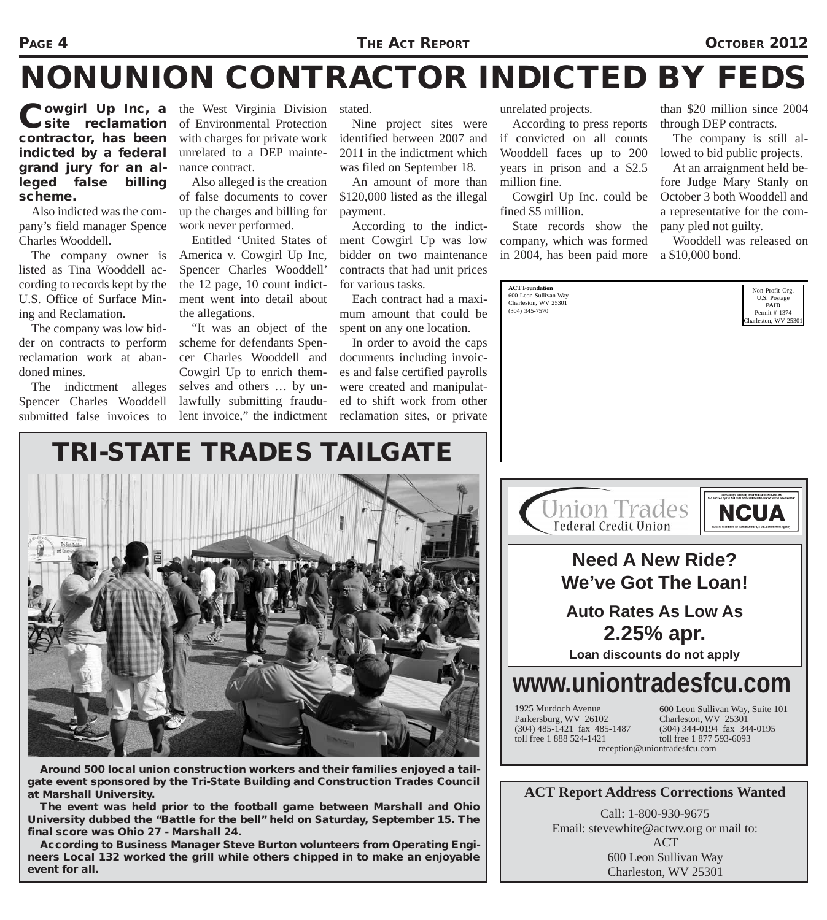# NONUNION CONTRACTOR INDICTED BY FEDS

**Cowgirl Up Inc, a site reclamation contractor, has been indicted by a federal grand jury for an alleged false billing scheme.**

Also indicted was the company's field manager Spence Charles Wooddell.

The company owner is listed as Tina Wooddell according to records kept by the U.S. Office of Surface Mining and Reclamation.

The company was low bidder on contracts to perform reclamation work at abandoned mines.

The indictment alleges Spencer Charles Wooddell submitted false invoices to the West Virginia Division of Environmental Protection with charges for private work unrelated to a DEP maintenance contract.

Also alleged is the creation of false documents to cover up the charges and billing for work never performed.

Entitled 'United States of America v. Cowgirl Up Inc, Spencer Charles Wooddell' the 12 page, 10 count indictment went into detail about the allegations.

"It was an object of the scheme for defendants Spencer Charles Wooddell and Cowgirl Up to enrich themselves and others … by unlawfully submitting fraudulent invoice," the indictment stated.

Nine project sites were identified between 2007 and 2011 in the indictment which was filed on September 18.

An amount of more than $120,000 listed as the illegal payment.

According to the indictment Cowgirl Up was low bidder on two maintenance contracts that had unit prices for various tasks.

Each contract had a maximum amount that could be spent on any one location.

In order to avoid the caps documents including invoices and false certified payrolls were created and manipulated to shift work from other reclamation sites, or private unrelated projects.

According to press reports if convicted on all counts Wooddell faces up to 200 years in prison and a $2.5 million fine.

Cowgirl Up Inc. could be fined $5 million.

State records show the company, which was formed in 2004, has been paid more than $20 million since 2004 through DEP contracts.

The company is still allowed to bid public projects.

At an arraignment held before Judge Mary Stanly on October 3 both Wooddell and a representative for the company pled not guilty.

Wooddell was released on a $10,000 bond.

**ACT Foundation**
600 Leon Sullivan Way
Charleston, WV 25301
(304) 345-7570

Non-Profit Org.
U.S. Postage
**PAID**
Permit # 1374
Charleston, WV 25301

## TRI-STATE TRADES TAILGATE

**Around 500 local union construction workers and their families enjoyed a tailgate event sponsored by the Tri-State Building and Construction Trades Council at Marshall University.**

**The event was held prior to the football game between Marshall and Ohio University dubbed the "Battle for the bell" held on Saturday, September 15. The final score was Ohio 27 - Marshall 24.**

**According to Business Manager Steve Burton volunteers from Operating Engineers Local 132 worked the grill while others chipped in to make an enjoyable event for all.**

**Union Trades Federal Credit Union**

NCUA

**Need A New Ride?**
**We've Got The Loan!**

**Auto Rates As Low As**
**2.25% apr.**
**Loan discounts do not apply**

**www.uniontradesfcu.com**

1925 Murdoch Avenue
Parkersburg, WV 26102
(304) 485-1421 fax 485-1487
toll free 1 888 524-1421

600 Leon Sullivan Way, Suite 101
Charleston, WV 25301
(304) 344-0194 fax 344-0195
toll free 1 877 593-6093

reception@uniontradesfcu.com

**ACT Report Address Corrections Wanted**

Call: 1-800-930-9675
Email: stevewhite@actwv.org or mail to:
ACT
600 Leon Sullivan Way
Charleston, WV 25301